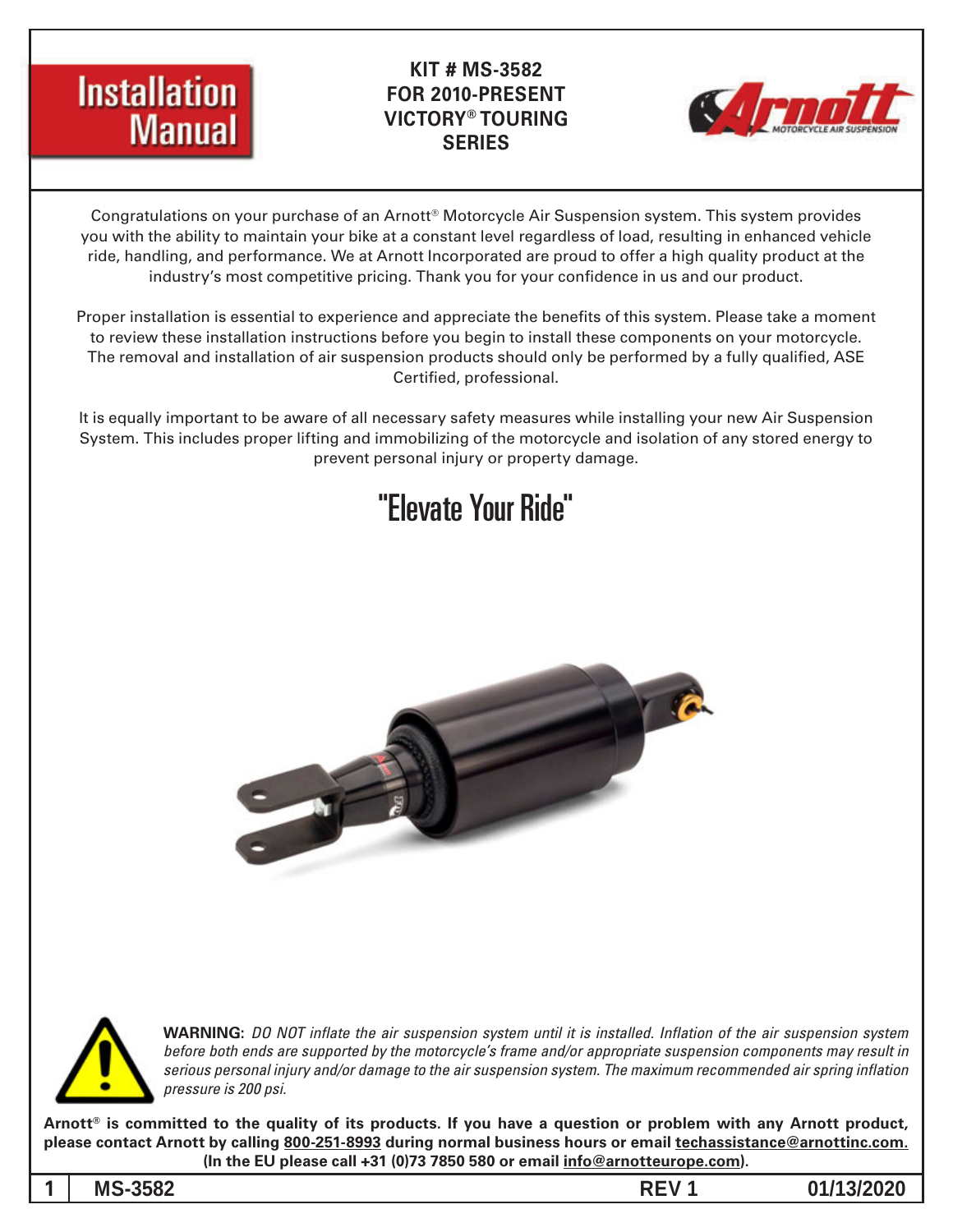# Installation Manual

**KIT # MS-3582**
**FOR 2010-PRESENT**
**VICTORY® TOURING**
**SERIES**

Arnott MOTORCYCLE AIR SUSPENSION

Congratulations on your purchase of an Arnott® Motorcycle Air Suspension system. This system provides you with the ability to maintain your bike at a constant level regardless of load, resulting in enhanced vehicle ride, handling, and performance. We at Arnott Incorporated are proud to offer a high quality product at the industry's most competitive pricing. Thank you for your confidence in us and our product.

Proper installation is essential to experience and appreciate the benefits of this system. Please take a moment to review these installation instructions before you begin to install these components on your motorcycle. The removal and installation of air suspension products should only be performed by a fully qualified, ASE Certified, professional.

It is equally important to be aware of all necessary safety measures while installing your new Air Suspension System. This includes proper lifting and immobilizing of the motorcycle and isolation of any stored energy to prevent personal injury or property damage.

## "Elevate Your Ride"

**WARNING:** *DO NOT inflate the air suspension system until it is installed. Inflation of the air suspension system before both ends are supported by the motorcycle's frame and/or appropriate suspension components may result in serious personal injury and/or damage to the air suspension system. The maximum recommended air spring inflation pressure is 200 psi.*

**Arnott® is committed to the quality of its products. If you have a question or problem with any Arnott product, please contact Arnott by calling 800-251-8993 during normal business hours or email techassistance@arnottinc.com. (In the EU please call +31 (0)73 7850 580 or email info@arnotteurope.com).**

MS-3582 REV 1 01/13/2020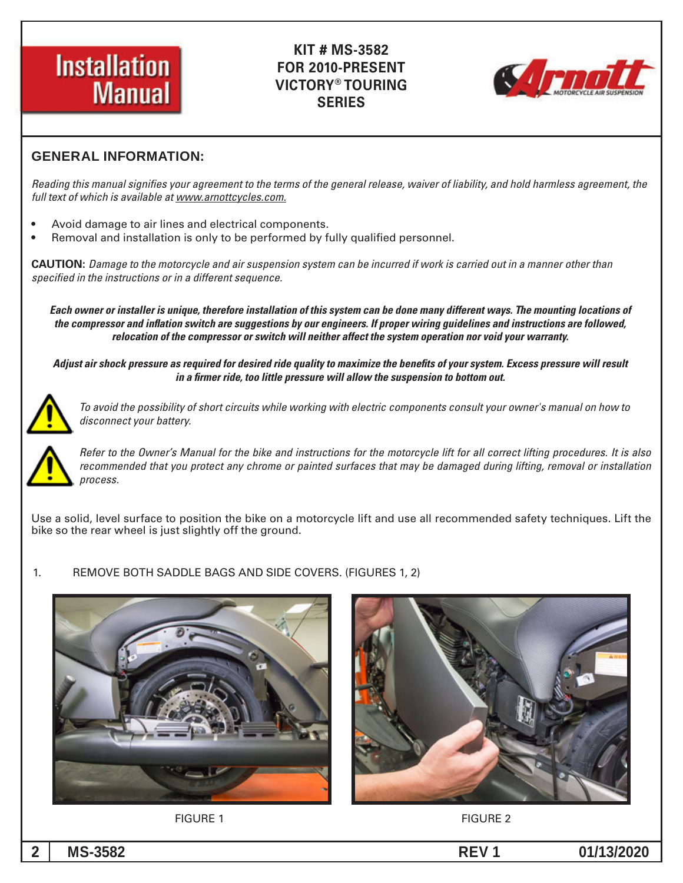# Installation Manual

**KIT # MS-3582**
**FOR 2010-PRESENT**
**VICTORY® TOURING**
**SERIES**

## GENERAL INFORMATION:

*Reading this manual signifies your agreement to the terms of the general release, waiver of liability, and hold harmless agreement, the full text of which is available at www.arnottcycles.com.*

- Avoid damage to air lines and electrical components.
- Removal and installation is only to be performed by fully qualified personnel.

**CAUTION:** *Damage to the motorcycle and air suspension system can be incurred if work is carried out in a manner other than specified in the instructions or in a different sequence.*

***Each owner or installer is unique, therefore installation of this system can be done many different ways. The mounting locations of the compressor and inflation switch are suggestions by our engineers. If proper wiring guidelines and instructions are followed, relocation of the compressor or switch will neither affect the system operation nor void your warranty.***

***Adjust air shock pressure as required for desired ride quality to maximize the benefits of your system. Excess pressure will result in a firmer ride, too little pressure will allow the suspension to bottom out.***

*To avoid the possibility of short circuits while working with electric components consult your owner's manual on how to disconnect your battery.*

*Refer to the Owner's Manual for the bike and instructions for the motorcycle lift for all correct lifting procedures. It is also recommended that you protect any chrome or painted surfaces that may be damaged during lifting, removal or installation process.*

Use a solid, level surface to position the bike on a motorcycle lift and use all recommended safety techniques. Lift the bike so the rear wheel is just slightly off the ground.

1. REMOVE BOTH SADDLE BAGS AND SIDE COVERS. (FIGURES 1, 2)

FIGURE 1

FIGURE 2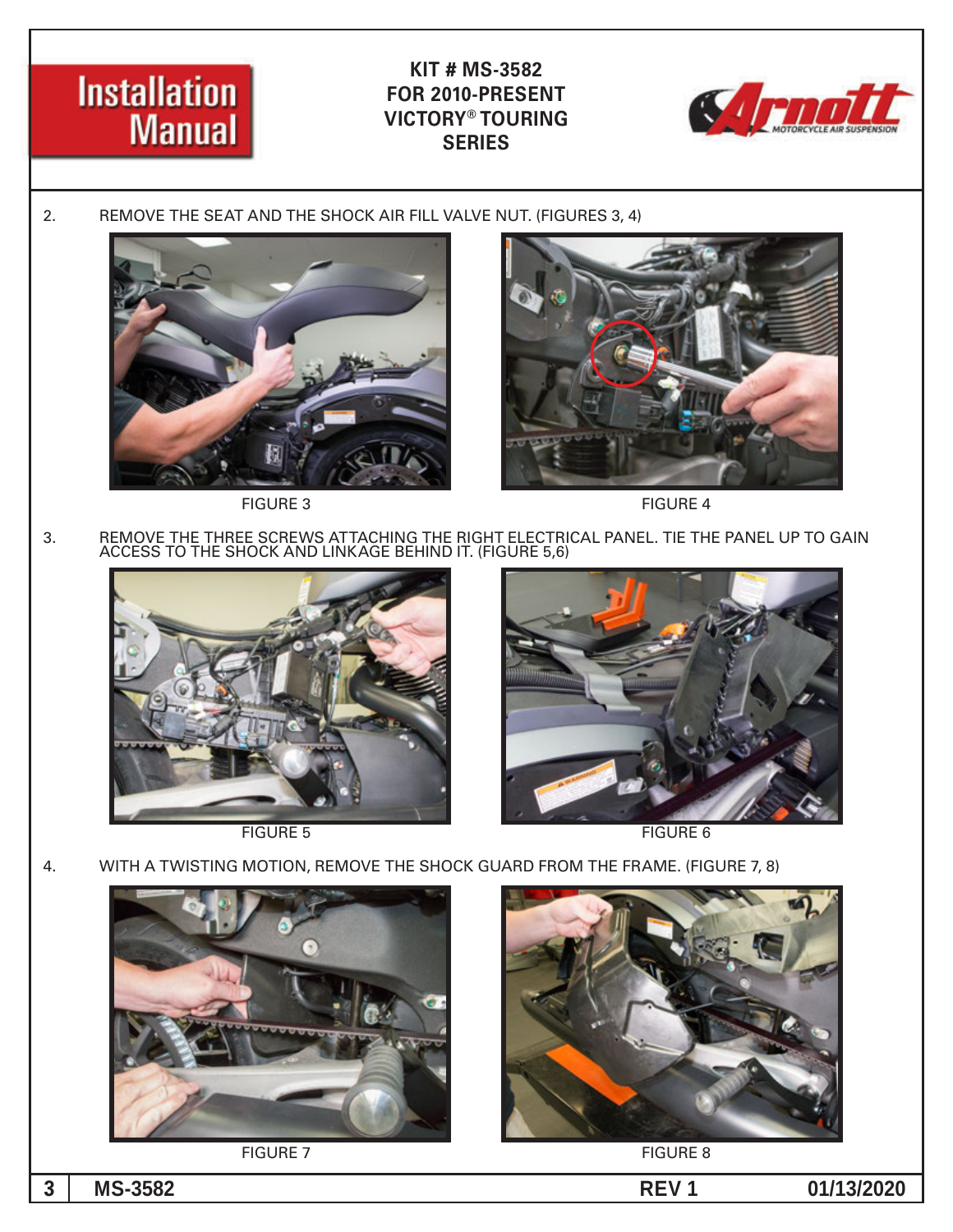2. REMOVE THE SEAT AND THE SHOCK AIR FILL VALVE NUT. (FIGURES 3, 4)

FIGURE 3

FIGURE 4

3. REMOVE THE THREE SCREWS ATTACHING THE RIGHT ELECTRICAL PANEL. TIE THE PANEL UP TO GAIN ACCESS TO THE SHOCK AND LINKAGE BEHIND IT. (FIGURE 5,6)

FIGURE 5

FIGURE 6

4. WITH A TWISTING MOTION, REMOVE THE SHOCK GUARD FROM THE FRAME. (FIGURE 7, 8)

FIGURE 7

FIGURE 8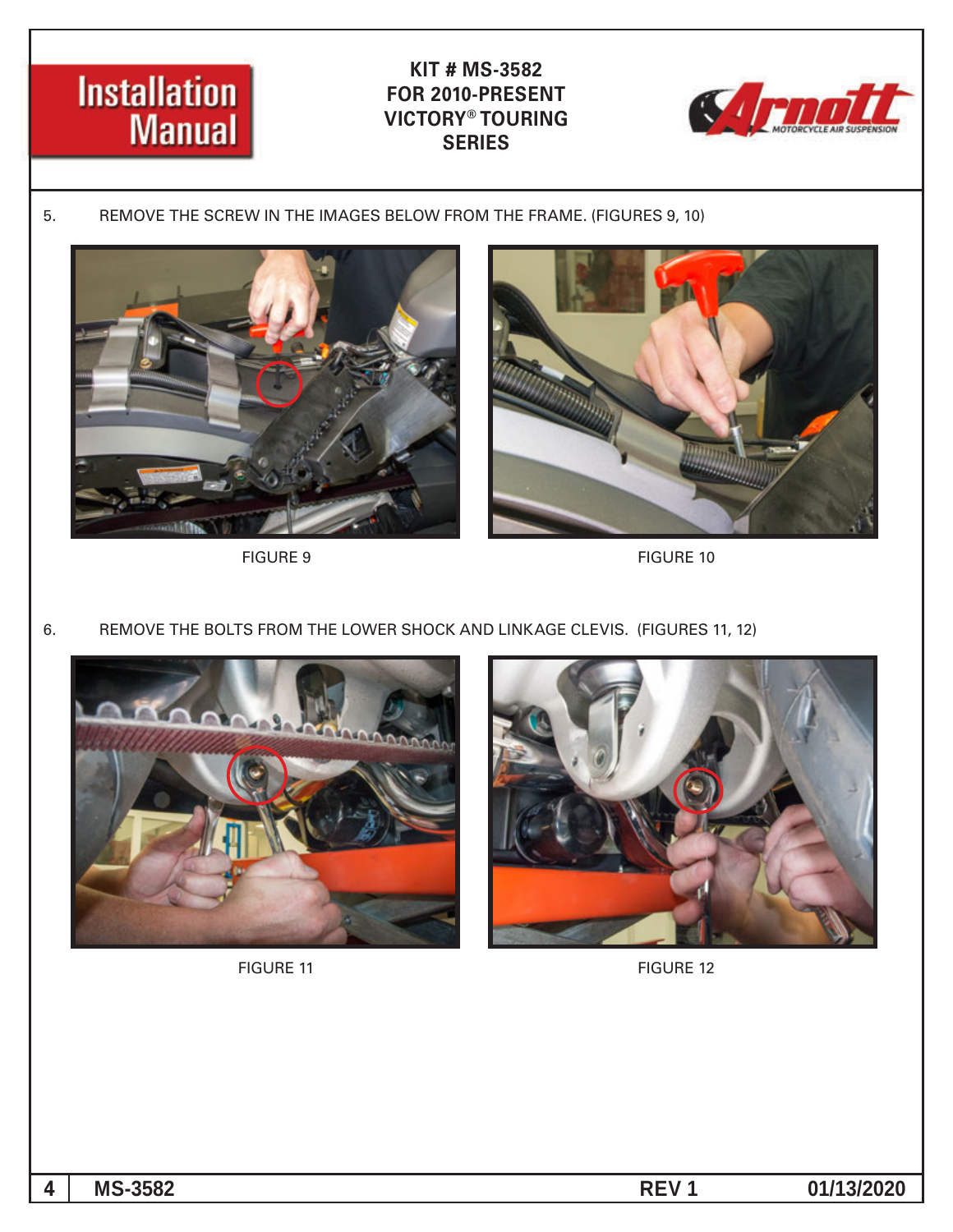5. REMOVE THE SCREW IN THE IMAGES BELOW FROM THE FRAME. (FIGURES 9, 10)

FIGURE 9

FIGURE 10

6. REMOVE THE BOLTS FROM THE LOWER SHOCK AND LINKAGE CLEVIS. (FIGURES 11, 12)

FIGURE 11

FIGURE 12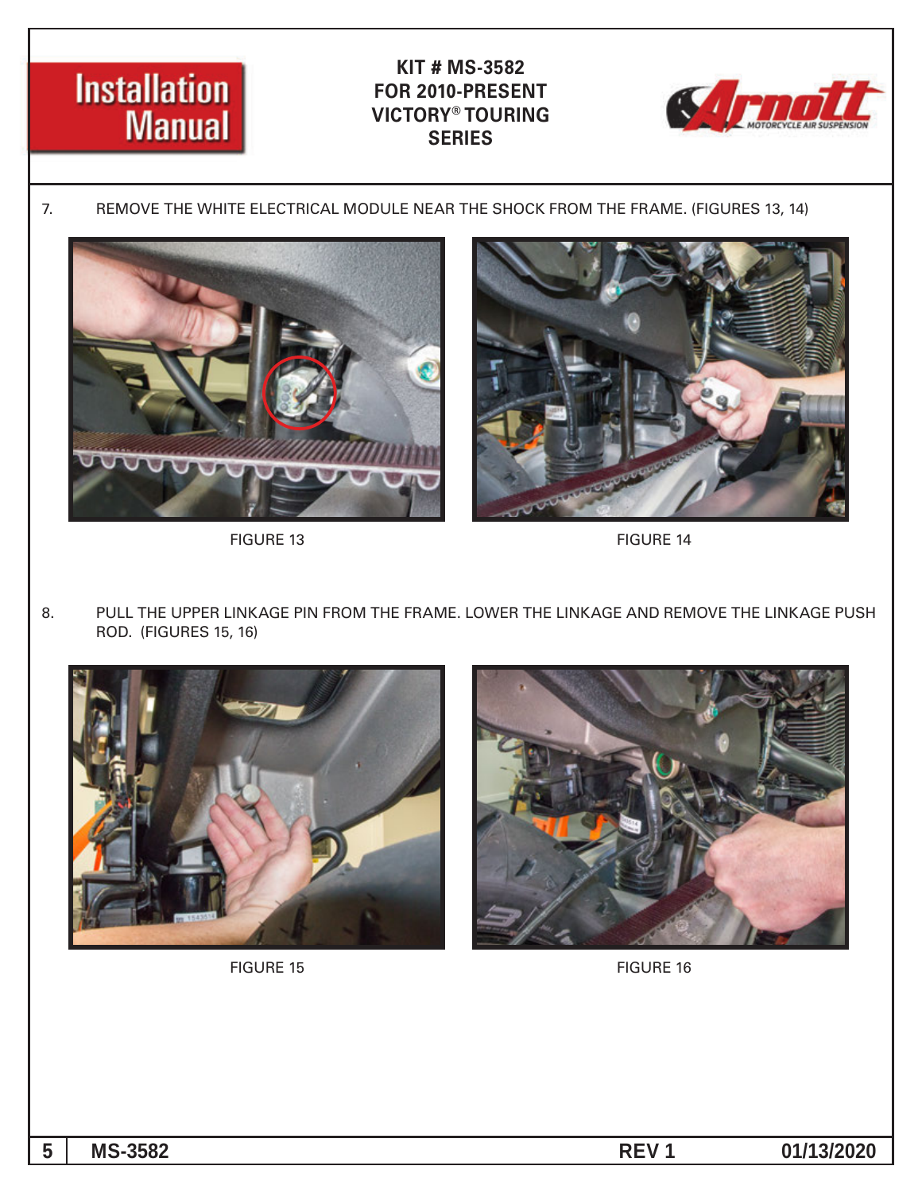7. REMOVE THE WHITE ELECTRICAL MODULE NEAR THE SHOCK FROM THE FRAME. (FIGURES 13, 14)

FIGURE 13

FIGURE 14

8. PULL THE UPPER LINKAGE PIN FROM THE FRAME. LOWER THE LINKAGE AND REMOVE THE LINKAGE PUSH ROD. (FIGURES 15, 16)

FIGURE 15

FIGURE 16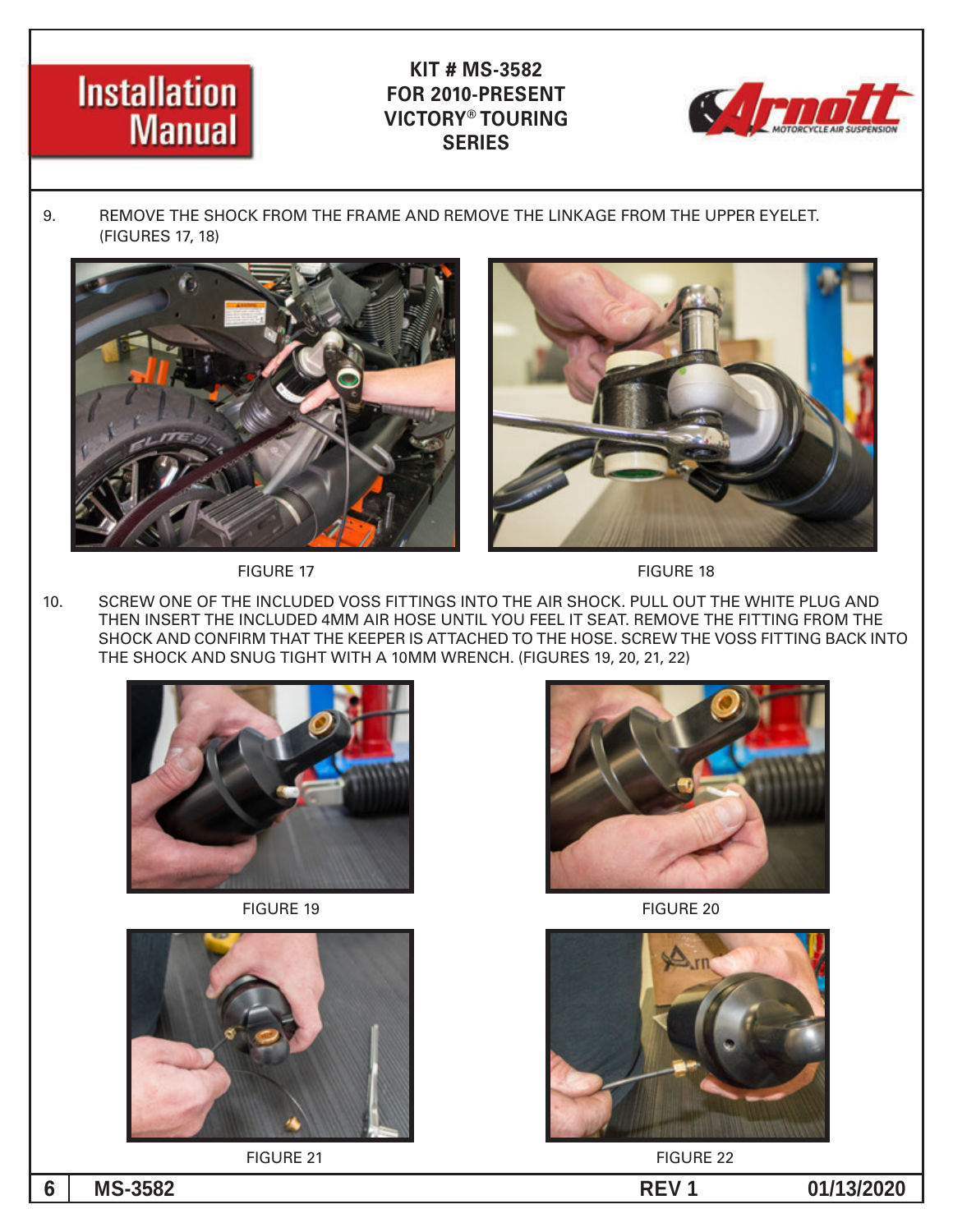9. REMOVE THE SHOCK FROM THE FRAME AND REMOVE THE LINKAGE FROM THE UPPER EYELET. (FIGURES 17, 18)

FIGURE 17

FIGURE 18

10. SCREW ONE OF THE INCLUDED VOSS FITTINGS INTO THE AIR SHOCK. PULL OUT THE WHITE PLUG AND THEN INSERT THE INCLUDED 4MM AIR HOSE UNTIL YOU FEEL IT SEAT. REMOVE THE FITTING FROM THE SHOCK AND CONFIRM THAT THE KEEPER IS ATTACHED TO THE HOSE. SCREW THE VOSS FITTING BACK INTO THE SHOCK AND SNUG TIGHT WITH A 10MM WRENCH. (FIGURES 19, 20, 21, 22)

FIGURE 19

FIGURE 20

FIGURE 21

FIGURE 22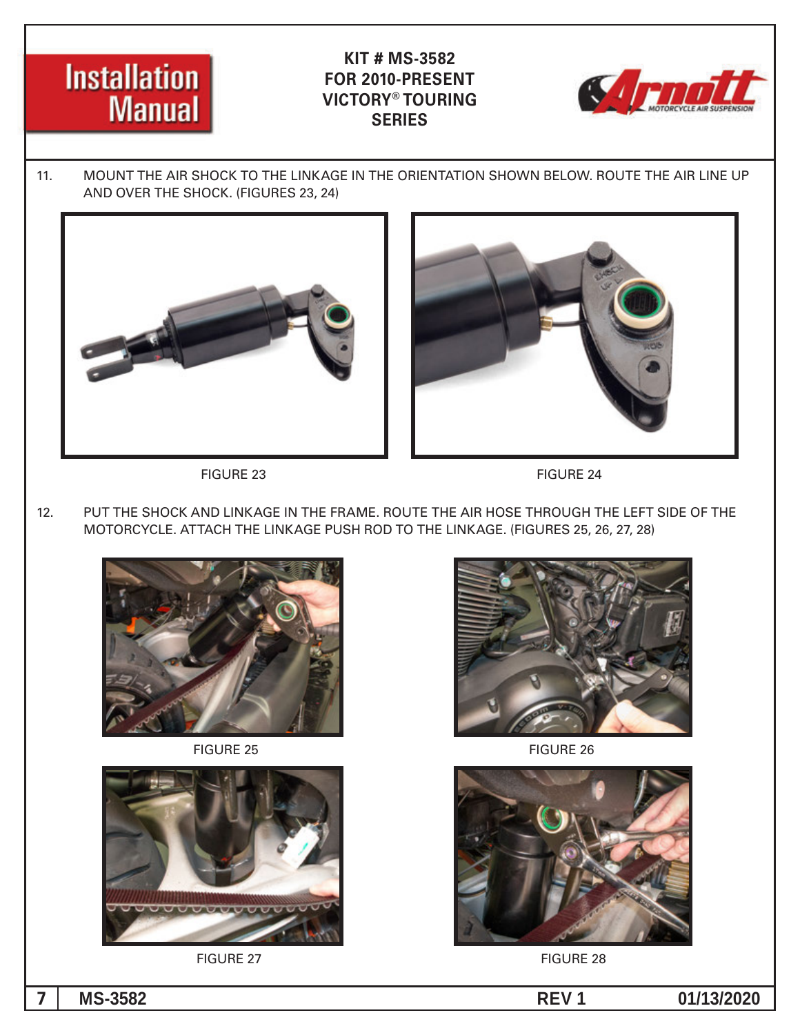11. MOUNT THE AIR SHOCK TO THE LINKAGE IN THE ORIENTATION SHOWN BELOW. ROUTE THE AIR LINE UP AND OVER THE SHOCK. (FIGURES 23, 24)

FIGURE 23

FIGURE 24

12. PUT THE SHOCK AND LINKAGE IN THE FRAME. ROUTE THE AIR HOSE THROUGH THE LEFT SIDE OF THE MOTORCYCLE. ATTACH THE LINKAGE PUSH ROD TO THE LINKAGE. (FIGURES 25, 26, 27, 28)

FIGURE 25

FIGURE 26

FIGURE 27

FIGURE 28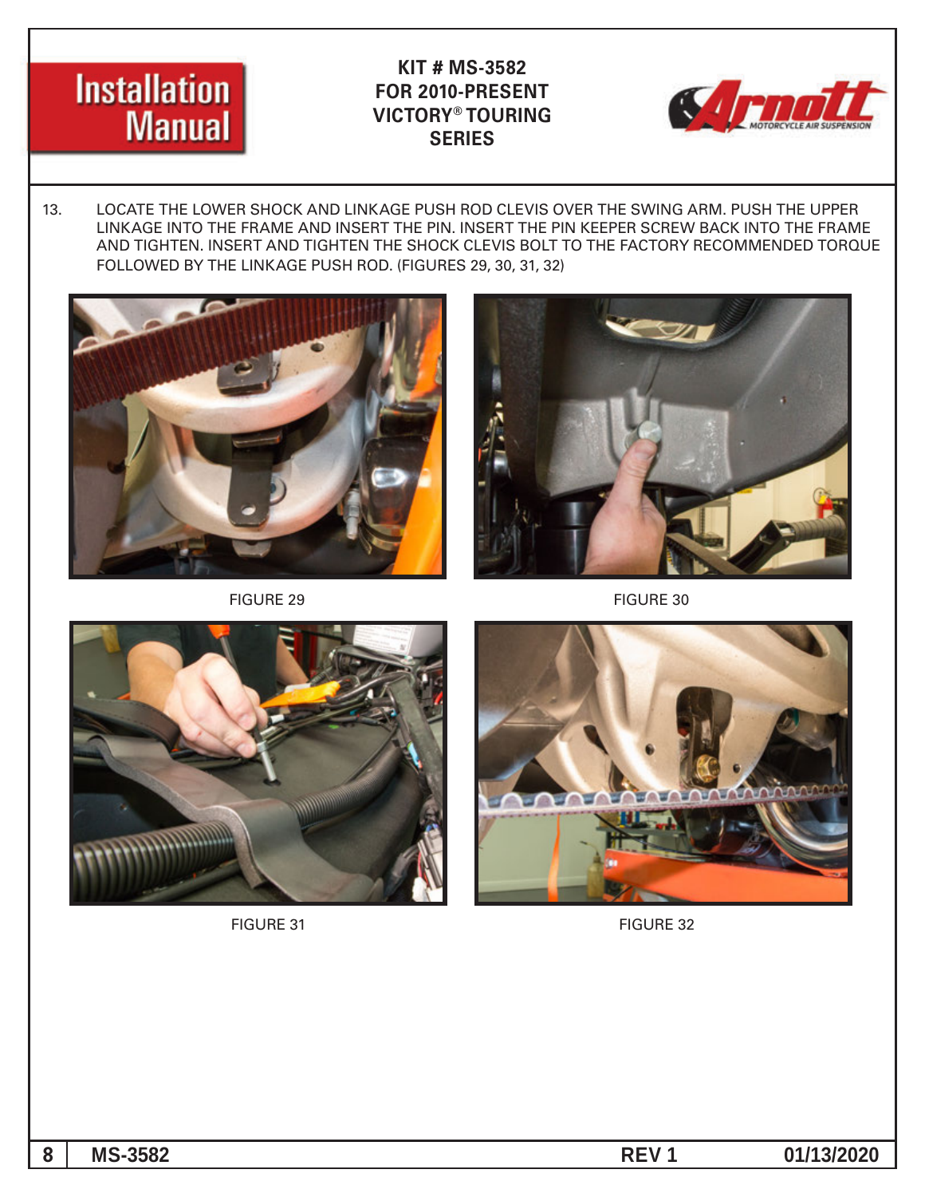13. LOCATE THE LOWER SHOCK AND LINKAGE PUSH ROD CLEVIS OVER THE SWING ARM. PUSH THE UPPER LINKAGE INTO THE FRAME AND INSERT THE PIN. INSERT THE PIN KEEPER SCREW BACK INTO THE FRAME AND TIGHTEN. INSERT AND TIGHTEN THE SHOCK CLEVIS BOLT TO THE FACTORY RECOMMENDED TORQUE FOLLOWED BY THE LINKAGE PUSH ROD. (FIGURES 29, 30, 31, 32)

FIGURE 29

FIGURE 30

FIGURE 31

FIGURE 32